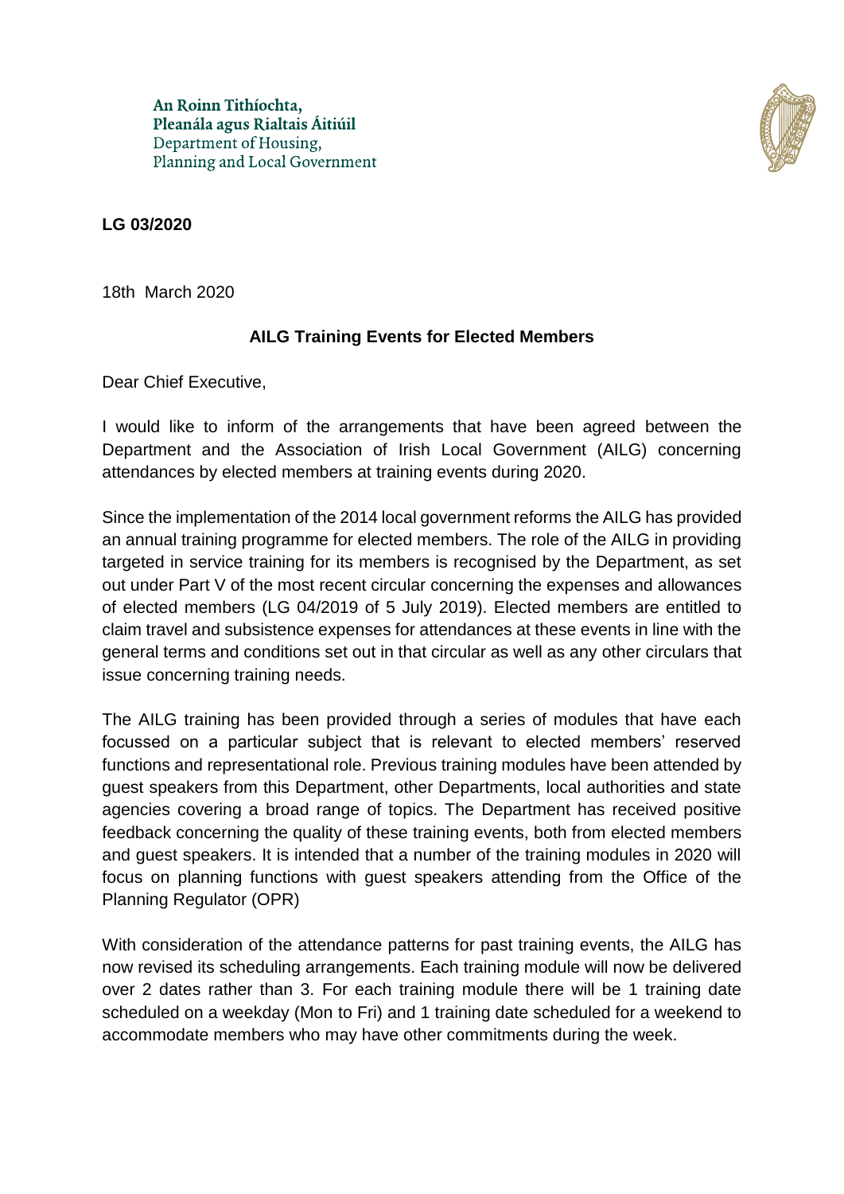An Roinn Tithíochta,
Pleanála agus Rialtais Áitiúil
Department of Housing,
Planning and Local Government

**LG 03/2020**

18th March 2020

**AILG Training Events for Elected Members**

Dear Chief Executive,

I would like to inform of the arrangements that have been agreed between the Department and the Association of Irish Local Government (AILG) concerning attendances by elected members at training events during 2020.

Since the implementation of the 2014 local government reforms the AILG has provided an annual training programme for elected members. The role of the AILG in providing targeted in service training for its members is recognised by the Department, as set out under Part V of the most recent circular concerning the expenses and allowances of elected members (LG 04/2019 of 5 July 2019). Elected members are entitled to claim travel and subsistence expenses for attendances at these events in line with the general terms and conditions set out in that circular as well as any other circulars that issue concerning training needs.

The AILG training has been provided through a series of modules that have each focussed on a particular subject that is relevant to elected members' reserved functions and representational role. Previous training modules have been attended by guest speakers from this Department, other Departments, local authorities and state agencies covering a broad range of topics. The Department has received positive feedback concerning the quality of these training events, both from elected members and guest speakers. It is intended that a number of the training modules in 2020 will focus on planning functions with guest speakers attending from the Office of the Planning Regulator (OPR)

With consideration of the attendance patterns for past training events, the AILG has now revised its scheduling arrangements. Each training module will now be delivered over 2 dates rather than 3. For each training module there will be 1 training date scheduled on a weekday (Mon to Fri) and 1 training date scheduled for a weekend to accommodate members who may have other commitments during the week.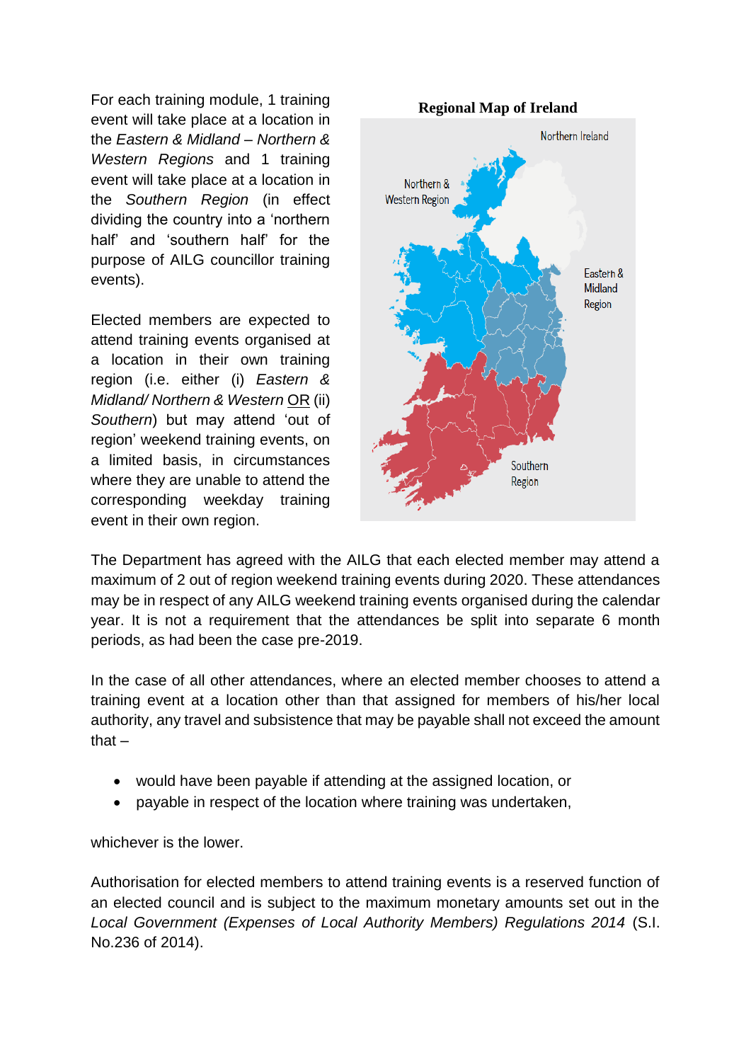For each training module, 1 training event will take place at a location in the *Eastern & Midland – Northern & Western Regions* and 1 training event will take place at a location in the *Southern Region* (in effect dividing the country into a 'northern half' and 'southern half' for the purpose of AILG councillor training events).

Elected members are expected to attend training events organised at a location in their own training region (i.e. either (i) *Eastern & Midland/ Northern & Western* OR (ii) *Southern*) but may attend 'out of region' weekend training events, on a limited basis, in circumstances where they are unable to attend the corresponding weekday training event in their own region.

**Regional Map of Ireland**

The Department has agreed with the AILG that each elected member may attend a maximum of 2 out of region weekend training events during 2020. These attendances may be in respect of any AILG weekend training events organised during the calendar year. It is not a requirement that the attendances be split into separate 6 month periods, as had been the case pre-2019.

In the case of all other attendances, where an elected member chooses to attend a training event at a location other than that assigned for members of his/her local authority, any travel and subsistence that may be payable shall not exceed the amount that –

- would have been payable if attending at the assigned location, or
- payable in respect of the location where training was undertaken,

whichever is the lower.

Authorisation for elected members to attend training events is a reserved function of an elected council and is subject to the maximum monetary amounts set out in the *Local Government (Expenses of Local Authority Members) Regulations 2014* (S.I. No.236 of 2014).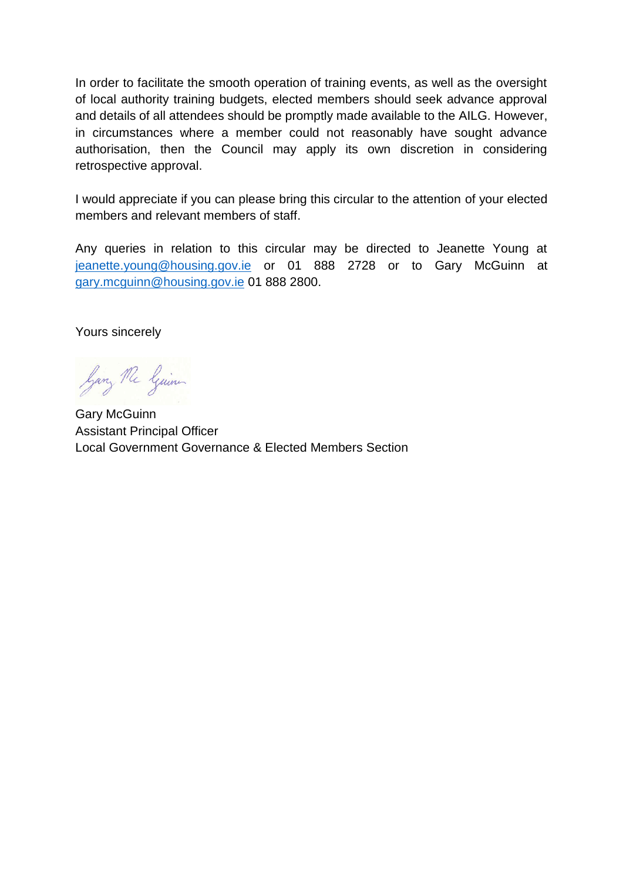In order to facilitate the smooth operation of training events, as well as the oversight of local authority training budgets, elected members should seek advance approval and details of all attendees should be promptly made available to the AILG. However, in circumstances where a member could not reasonably have sought advance authorisation, then the Council may apply its own discretion in considering retrospective approval.

I would appreciate if you can please bring this circular to the attention of your elected members and relevant members of staff.

Any queries in relation to this circular may be directed to Jeanette Young at jeanette.young@housing.gov.ie or 01 888 2728 or to Gary McGuinn at gary.mcguinn@housing.gov.ie 01 888 2800.

Yours sincerely

Gary McGuinn
Assistant Principal Officer
Local Government Governance & Elected Members Section